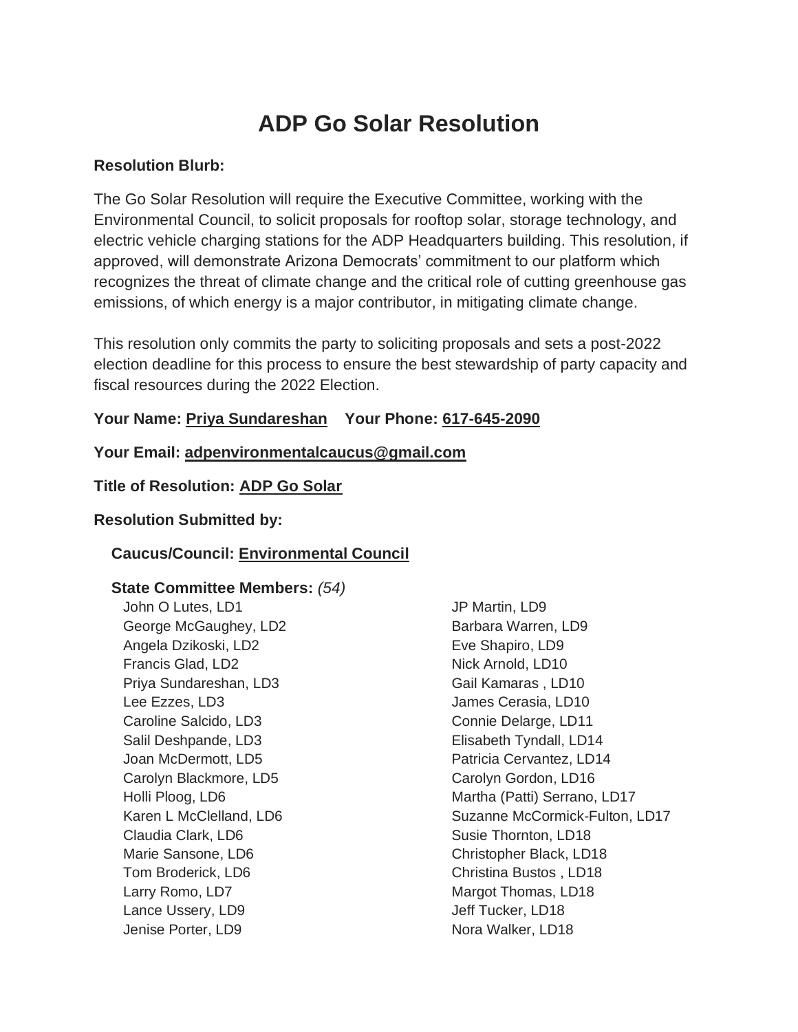# ADP Go Solar Resolution

**Resolution Blurb:**

The Go Solar Resolution will require the Executive Committee, working with the Environmental Council, to solicit proposals for rooftop solar, storage technology, and electric vehicle charging stations for the ADP Headquarters building. This resolution, if approved, will demonstrate Arizona Democrats' commitment to our platform which recognizes the threat of climate change and the critical role of cutting greenhouse gas emissions, of which energy is a major contributor, in mitigating climate change.

This resolution only commits the party to soliciting proposals and sets a post-2022 election deadline for this process to ensure the best stewardship of party capacity and fiscal resources during the 2022 Election.

**Your Name: Priya Sundareshan    Your Phone: 617-645-2090**

**Your Email: adpenvironmentalcaucus@gmail.com**

**Title of Resolution: ADP Go Solar**

**Resolution Submitted by:**

**Caucus/Council: Environmental Council**

**State Committee Members:** *(54)*

John O Lutes, LD1
George McGaughey, LD2
Angela Dzikoski, LD2
Francis Glad, LD2
Priya Sundareshan, LD3
Lee Ezzes, LD3
Caroline Salcido, LD3
Salil Deshpande, LD3
Joan McDermott, LD5
Carolyn Blackmore, LD5
Holli Ploog, LD6
Karen L McClelland, LD6
Claudia Clark, LD6
Marie Sansone, LD6
Tom Broderick, LD6
Larry Romo, LD7
Lance Ussery, LD9
Jenise Porter, LD9
JP Martin, LD9
Barbara Warren, LD9
Eve Shapiro, LD9
Nick Arnold, LD10
Gail Kamaras , LD10
James Cerasia, LD10
Connie Delarge, LD11
Elisabeth Tyndall, LD14
Patricia Cervantez, LD14
Carolyn Gordon, LD16
Martha (Patti) Serrano, LD17
Suzanne McCormick-Fulton, LD17
Susie Thornton, LD18
Christopher Black, LD18
Christina Bustos , LD18
Margot Thomas, LD18
Jeff Tucker, LD18
Nora Walker, LD18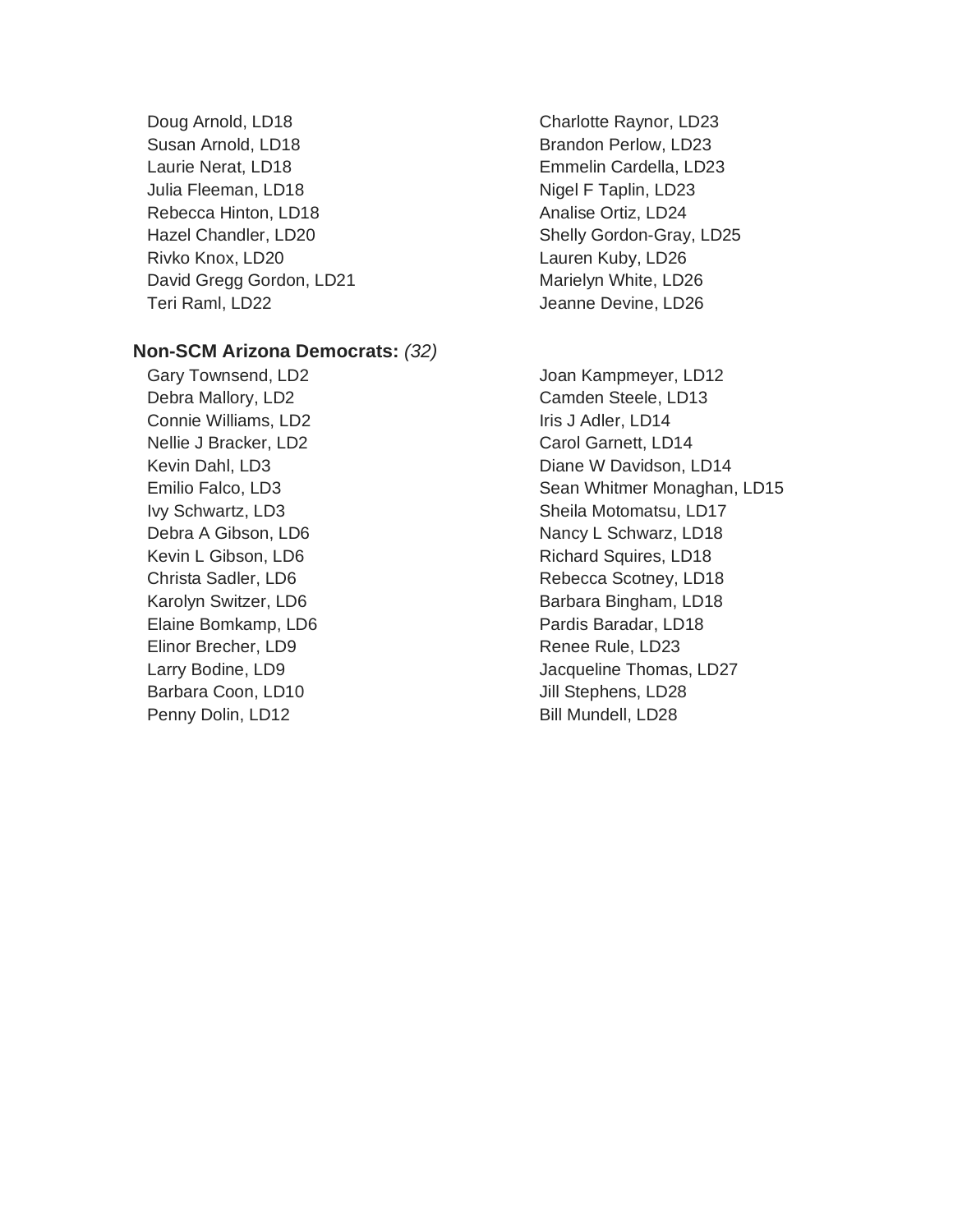Doug Arnold, LD18
Susan Arnold, LD18
Laurie Nerat, LD18
Julia Fleeman, LD18
Rebecca Hinton, LD18
Hazel Chandler, LD20
Rivko Knox, LD20
David Gregg Gordon, LD21
Teri Raml, LD22
Charlotte Raynor, LD23
Brandon Perlow, LD23
Emmelin Cardella, LD23
Nigel F Taplin, LD23
Analise Ortiz, LD24
Shelly Gordon-Gray, LD25
Lauren Kuby, LD26
Marielyn White, LD26
Jeanne Devine, LD26

**Non-SCM Arizona Democrats:** *(32)*

Gary Townsend, LD2
Debra Mallory, LD2
Connie Williams, LD2
Nellie J Bracker, LD2
Kevin Dahl, LD3
Emilio Falco, LD3
Ivy Schwartz, LD3
Debra A Gibson, LD6
Kevin L Gibson, LD6
Christa Sadler, LD6
Karolyn Switzer, LD6
Elaine Bomkamp, LD6
Elinor Brecher, LD9
Larry Bodine, LD9
Barbara Coon, LD10
Penny Dolin, LD12
Joan Kampmeyer, LD12
Camden Steele, LD13
Iris J Adler, LD14
Carol Garnett, LD14
Diane W Davidson, LD14
Sean Whitmer Monaghan, LD15
Sheila Motomatsu, LD17
Nancy L Schwarz, LD18
Richard Squires, LD18
Rebecca Scotney, LD18
Barbara Bingham, LD18
Pardis Baradar, LD18
Renee Rule, LD23
Jacqueline Thomas, LD27
Jill Stephens, LD28
Bill Mundell, LD28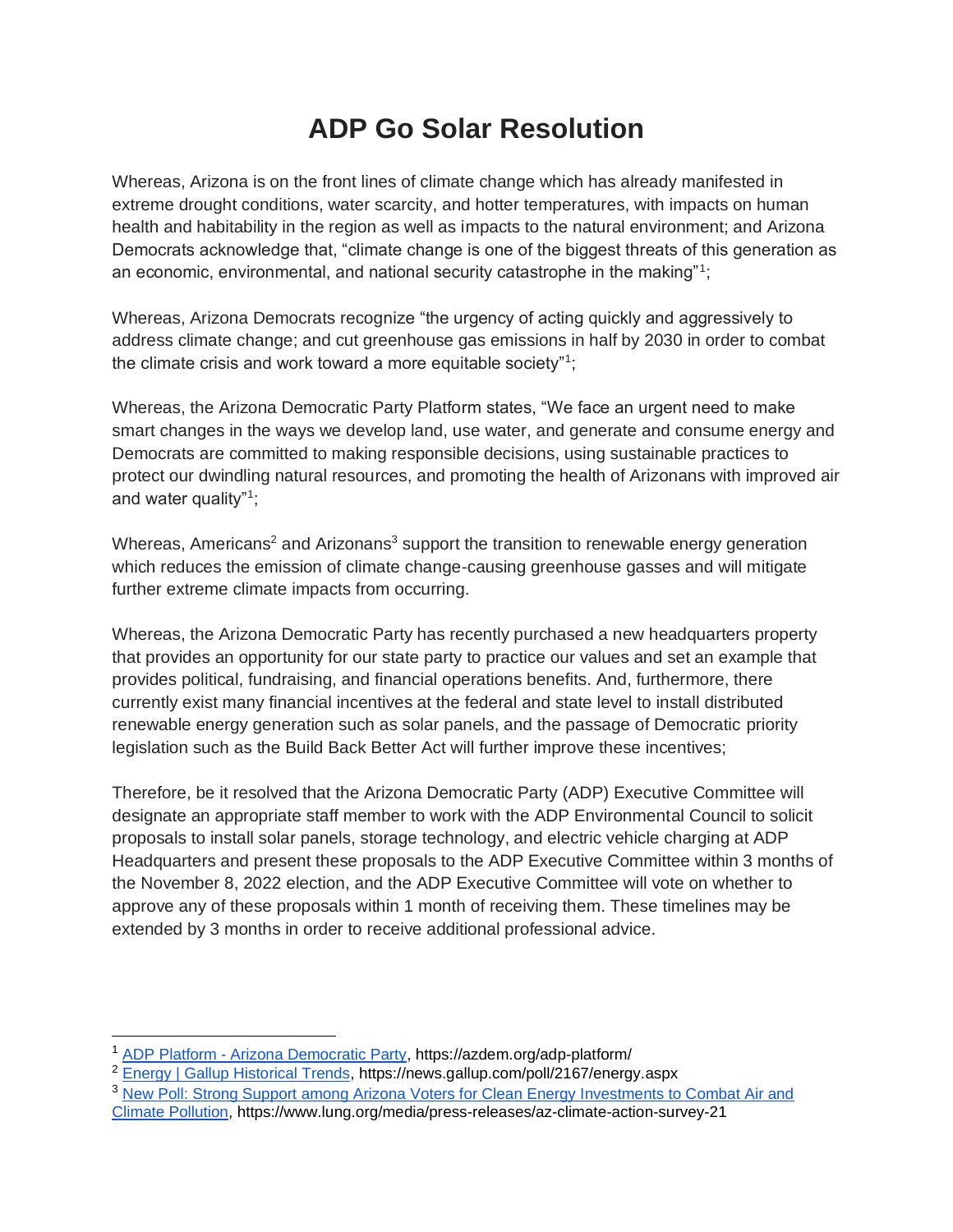# ADP Go Solar Resolution

Whereas, Arizona is on the front lines of climate change which has already manifested in extreme drought conditions, water scarcity, and hotter temperatures, with impacts on human health and habitability in the region as well as impacts to the natural environment; and Arizona Democrats acknowledge that, "climate change is one of the biggest threats of this generation as an economic, environmental, and national security catastrophe in the making"[1];

Whereas, Arizona Democrats recognize "the urgency of acting quickly and aggressively to address climate change; and cut greenhouse gas emissions in half by 2030 in order to combat the climate crisis and work toward a more equitable society"[1];

Whereas, the Arizona Democratic Party Platform states, "We face an urgent need to make smart changes in the ways we develop land, use water, and generate and consume energy and Democrats are committed to making responsible decisions, using sustainable practices to protect our dwindling natural resources, and promoting the health of Arizonans with improved air and water quality"[1];

Whereas, Americans[2] and Arizonans[3] support the transition to renewable energy generation which reduces the emission of climate change-causing greenhouse gasses and will mitigate further extreme climate impacts from occurring.

Whereas, the Arizona Democratic Party has recently purchased a new headquarters property that provides an opportunity for our state party to practice our values and set an example that provides political, fundraising, and financial operations benefits. And, furthermore, there currently exist many financial incentives at the federal and state level to install distributed renewable energy generation such as solar panels, and the passage of Democratic priority legislation such as the Build Back Better Act will further improve these incentives;

Therefore, be it resolved that the Arizona Democratic Party (ADP) Executive Committee will designate an appropriate staff member to work with the ADP Environmental Council to solicit proposals to install solar panels, storage technology, and electric vehicle charging at ADP Headquarters and present these proposals to the ADP Executive Committee within 3 months of the November 8, 2022 election, and the ADP Executive Committee will vote on whether to approve any of these proposals within 1 month of receiving them. These timelines may be extended by 3 months in order to receive additional professional advice.

---

[1] ADP Platform - Arizona Democratic Party, https://azdem.org/adp-platform/

[2] Energy | Gallup Historical Trends, https://news.gallup.com/poll/2167/energy.aspx

[3] New Poll: Strong Support among Arizona Voters for Clean Energy Investments to Combat Air and Climate Pollution, https://www.lung.org/media/press-releases/az-climate-action-survey-21